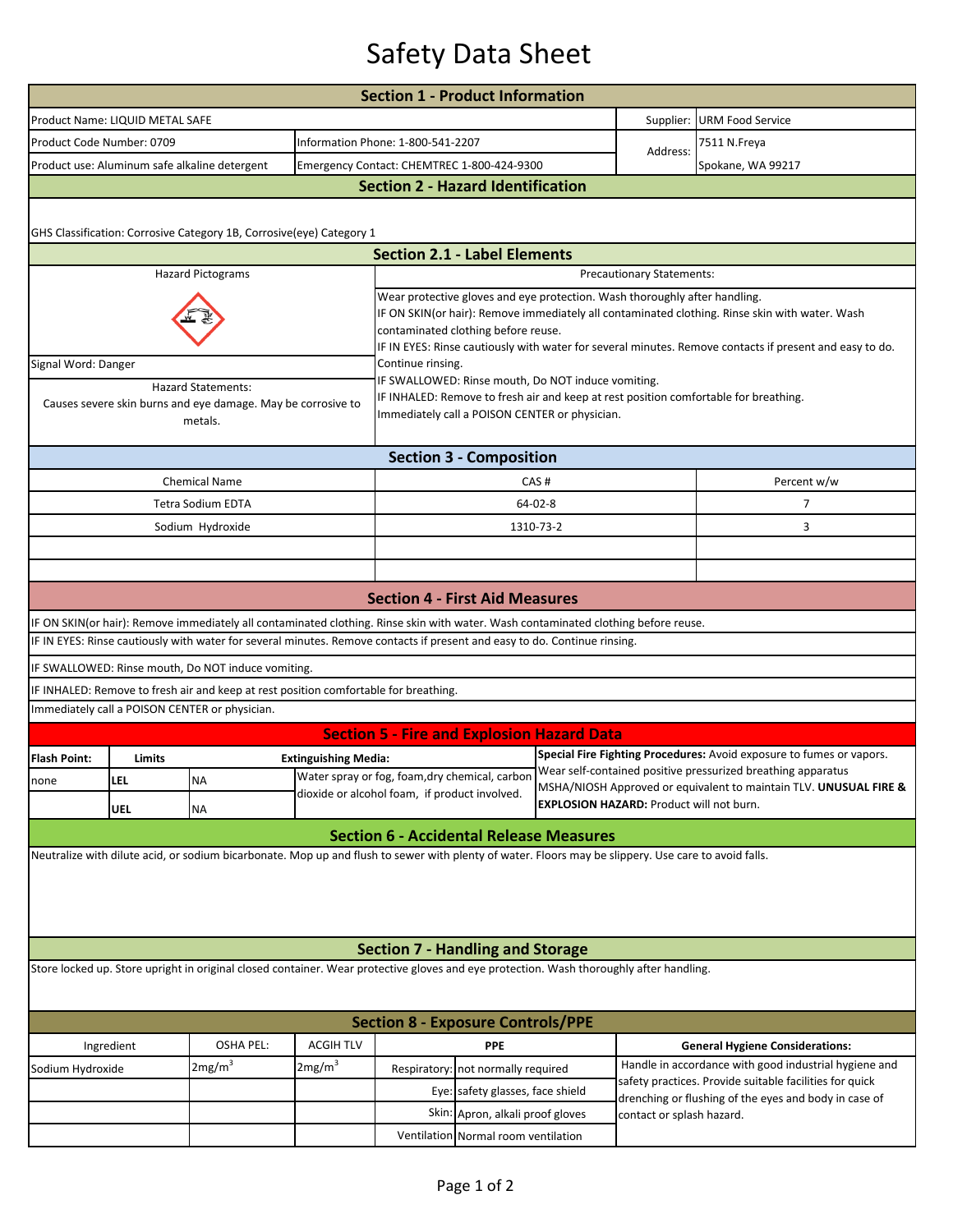# Safety Data Sheet

## Section 1 - Product Information

| | | | |
|---|---|---|---|
| Product Name: LIQUID METAL SAFE | | Supplier: | URM Food Service |
| Product Code Number: 0709 | Information Phone: 1-800-541-2207 | Address: | 7511 N.Freya |
| Product use: Aluminum safe alkaline detergent | Emergency Contact: CHEMTREC 1-800-424-9300 | | Spokane, WA 99217 |

## Section 2 - Hazard Identification

GHS Classification: Corrosive Category 1B, Corrosive(eye) Category 1

## Section 2.1 - Label Elements

**Hazard Pictograms**

**Signal Word:** Danger

**Hazard Statements:**
Causes severe skin burns and eye damage. May be corrosive to metals.

**Precautionary Statements:**

Wear protective gloves and eye protection. Wash thoroughly after handling.
IF ON SKIN(or hair): Remove immediately all contaminated clothing. Rinse skin with water. Wash contaminated clothing before reuse.
IF IN EYES: Rinse cautiously with water for several minutes. Remove contacts if present and easy to do. Continue rinsing.
IF SWALLOWED: Rinse mouth, Do NOT induce vomiting.
IF INHALED: Remove to fresh air and keep at rest position comfortable for breathing.
Immediately call a POISON CENTER or physician.

## Section 3 - Composition

| Chemical Name | CAS # | Percent w/w |
|---|---|---|
| Tetra Sodium EDTA | 64-02-8 | 7 |
| Sodium Hydroxide | 1310-73-2 | 3 |
| | | |
| | | |

## Section 4 - First Aid Measures

IF ON SKIN(or hair): Remove immediately all contaminated clothing. Rinse skin with water. Wash contaminated clothing before reuse.

IF IN EYES: Rinse cautiously with water for several minutes. Remove contacts if present and easy to do. Continue rinsing.

IF SWALLOWED: Rinse mouth, Do NOT induce vomiting.

IF INHALED: Remove to fresh air and keep at rest position comfortable for breathing.

Immediately call a POISON CENTER or physician.

## Section 5 - Fire and Explosion Hazard Data

| Flash Point: | Limits | | Extinguishing Media: |
|---|---|---|---|
| none | LEL | NA | Water spray or fog, foam,dry chemical, carbon dioxide or alcohol foam, if product involved. |
| | UEL | NA | |

**Special Fire Fighting Procedures:** Avoid exposure to fumes or vapors. Wear self-contained positive pressurized breathing apparatus MSHA/NIOSH Approved or equivalent to maintain TLV. **UNUSUAL FIRE & EXPLOSION HAZARD:** Product will not burn.

## Section 6 - Accidental Release Measures

Neutralize with dilute acid, or sodium bicarbonate. Mop up and flush to sewer with plenty of water. Floors may be slippery. Use care to avoid falls.

## Section 7 - Handling and Storage

Store locked up. Store upright in original closed container. Wear protective gloves and eye protection. Wash thoroughly after handling.

## Section 8 - Exposure Controls/PPE

| Ingredient | OSHA PEL: | ACGIH TLV | PPE | |
|---|---|---|---|---|
| Sodium Hydroxide | 2mg/m$^3$ | 2mg/m$^3$ | Respiratory: | not normally required |
| | | | Eye: | safety glasses, face shield |
| | | | Skin: | Apron, alkali proof gloves |
| | | | Ventilation | Normal room ventilation |

**General Hygiene Considerations:**
Handle in accordance with good industrial hygiene and safety practices. Provide suitable facilities for quick drenching or flushing of the eyes and body in case of contact or splash hazard.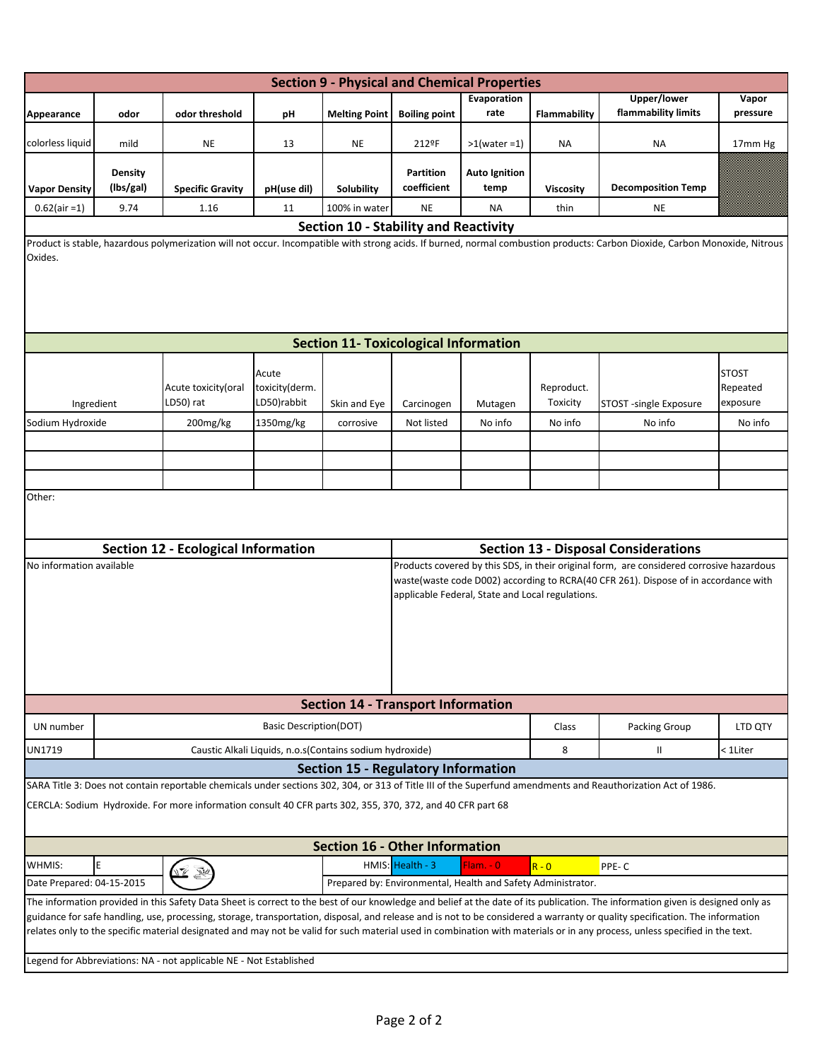## Section 9 - Physical and Chemical Properties

| Appearance | odor | odor threshold | pH | Melting Point | Boiling point | Evaporation rate | Flammability | Upper/lower flammability limits | Vapor pressure |
|---|---|---|---|---|---|---|---|---|---|
| colorless liquid | mild | NE | 13 | NE | 212ºF | >1(water =1) | NA | NA | 17mm Hg |
| **Vapor Density** | **Density (lbs/gal)** | **Specific Gravity** | **pH(use dil)** | **Solubility** | **Partition coefficient** | **Auto Ignition temp** | **Viscosity** | **Decomposition Temp** | |
| 0.62(air =1) | 9.74 | 1.16 | 11 | 100% in water | NE | NA | thin | NE | |

## Section 10 - Stability and Reactivity

Product is stable, hazardous polymerization will not occur. Incompatible with strong acids. If burned, normal combustion products: Carbon Dioxide, Carbon Monoxide, Nitrous Oxides.

## Section 11- Toxicological Information

| Ingredient | Acute toxicity(oral LD50) rat | Acute toxicity(derm. LD50)rabbit | Skin and Eye | Carcinogen | Mutagen | Reproduct. Toxicity | STOST -single Exposure | STOST Repeated exposure |
|---|---|---|---|---|---|---|---|---|
| Sodium Hydroxide | 200mg/kg | 1350mg/kg | corrosive | Not listed | No info | No info | No info | No info |
| | | | | | | | | |
| | | | | | | | | |
| | | | | | | | | |

Other:

## Section 12 - Ecological Information

No information available

## Section 13 - Disposal Considerations

Products covered by this SDS, in their original form, are considered corrosive hazardous waste(waste code D002) according to RCRA(40 CFR 261). Dispose of in accordance with applicable Federal, State and Local regulations.

## Section 14 - Transport Information

| UN number | Basic Description(DOT) | Class | Packing Group | LTD QTY |
|---|---|---|---|---|
| UN1719 | Caustic Alkali Liquids, n.o.s(Contains sodium hydroxide) | 8 | II | < 1Liter |

## Section 15 - Regulatory Information

SARA Title 3: Does not contain reportable chemicals under sections 302, 304, or 313 of Title III of the Superfund amendments and Reauthorization Act of 1986.

CERCLA: Sodium Hydroxide. For more information consult 40 CFR parts 302, 355, 370, 372, and 40 CFR part 68

## Section 16 - Other Information

| | | | | | | | |
|---|---|---|---|---|---|---|---|
| WHMIS: | E | | HMIS: | Health - 3 | Flam. - 0 | R - 0 | PPE- C |
| Date Prepared: 04-15-2015 | | | Prepared by: Environmental, Health and Safety Administrator. | | | | |

The information provided in this Safety Data Sheet is correct to the best of our knowledge and belief at the date of its publication. The information given is designed only as guidance for safe handling, use, processing, storage, transportation, disposal, and release and is not to be considered a warranty or quality specification. The information relates only to the specific material designated and may not be valid for such material used in combination with materials or in any process, unless specified in the text.

Legend for Abbreviations: NA - not applicable NE - Not Established